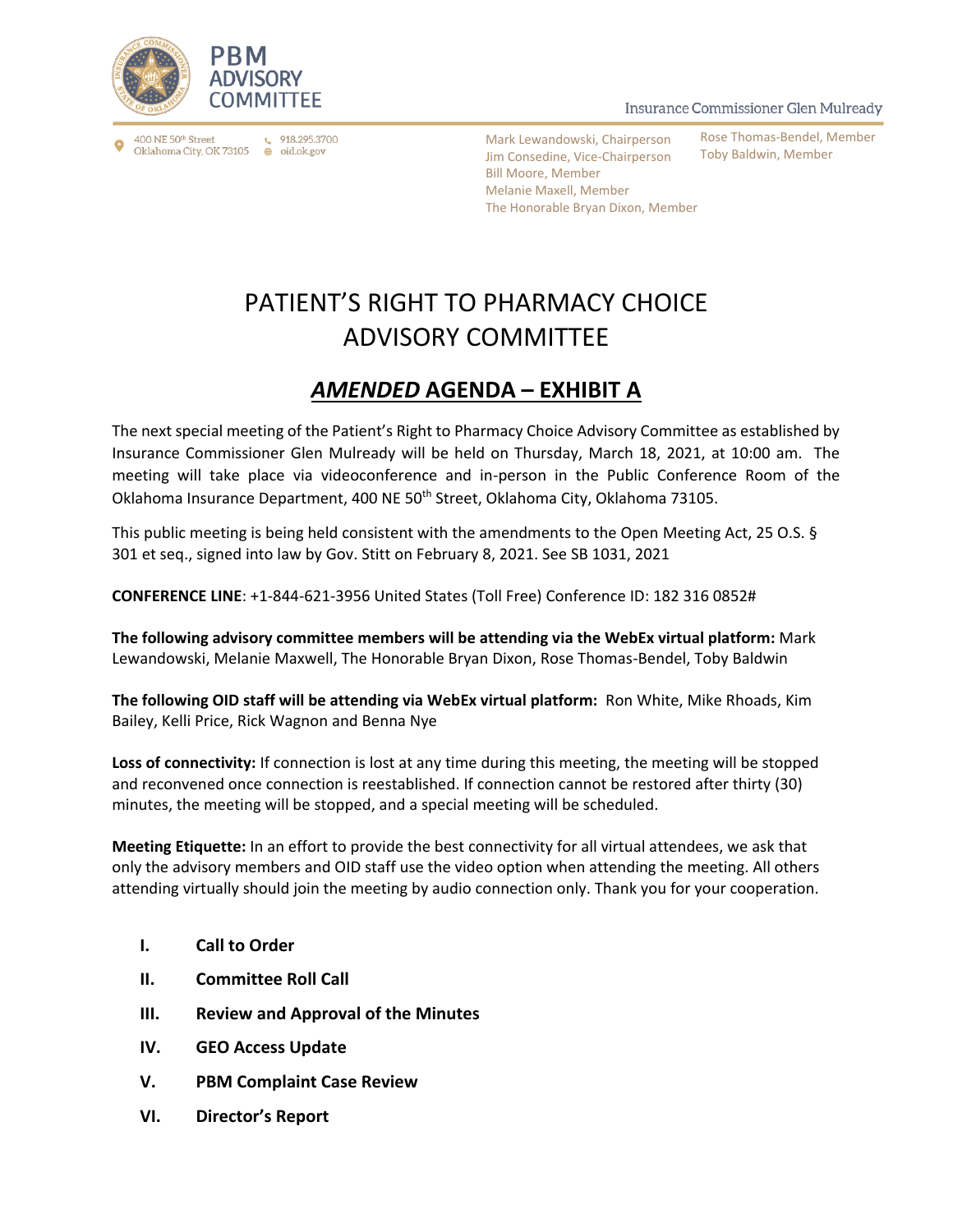PBM ADVISORY COMMITTEE

Insurance Commissioner Glen Mulready

400 NE 50th Street
Oklahoma City, OK 73105

918.295.3700
oid.ok.gov

Mark Lewandowski, Chairperson
Jim Consedine, Vice-Chairperson
Bill Moore, Member
Melanie Maxell, Member
The Honorable Bryan Dixon, Member
Rose Thomas-Bendel, Member
Toby Baldwin, Member

# PATIENT'S RIGHT TO PHARMACY CHOICE ADVISORY COMMITTEE

## ***AMENDED*** AGENDA – EXHIBIT A

The next special meeting of the Patient's Right to Pharmacy Choice Advisory Committee as established by Insurance Commissioner Glen Mulready will be held on Thursday, March 18, 2021, at 10:00 am. The meeting will take place via videoconference and in-person in the Public Conference Room of the Oklahoma Insurance Department, 400 NE 50th Street, Oklahoma City, Oklahoma 73105.

This public meeting is being held consistent with the amendments to the Open Meeting Act, 25 O.S. § 301 et seq., signed into law by Gov. Stitt on February 8, 2021. See SB 1031, 2021

**CONFERENCE LINE**: +1-844-621-3956 United States (Toll Free) Conference ID: 182 316 0852#

**The following advisory committee members will be attending via the WebEx virtual platform:** Mark Lewandowski, Melanie Maxwell, The Honorable Bryan Dixon, Rose Thomas-Bendel, Toby Baldwin

**The following OID staff will be attending via WebEx virtual platform:** Ron White, Mike Rhoads, Kim Bailey, Kelli Price, Rick Wagnon and Benna Nye

**Loss of connectivity:** If connection is lost at any time during this meeting, the meeting will be stopped and reconvened once connection is reestablished. If connection cannot be restored after thirty (30) minutes, the meeting will be stopped, and a special meeting will be scheduled.

**Meeting Etiquette:** In an effort to provide the best connectivity for all virtual attendees, we ask that only the advisory members and OID staff use the video option when attending the meeting. All others attending virtually should join the meeting by audio connection only. Thank you for your cooperation.

- **I. Call to Order**
- **II. Committee Roll Call**
- **III. Review and Approval of the Minutes**
- **IV. GEO Access Update**
- **V. PBM Complaint Case Review**
- **VI. Director's Report**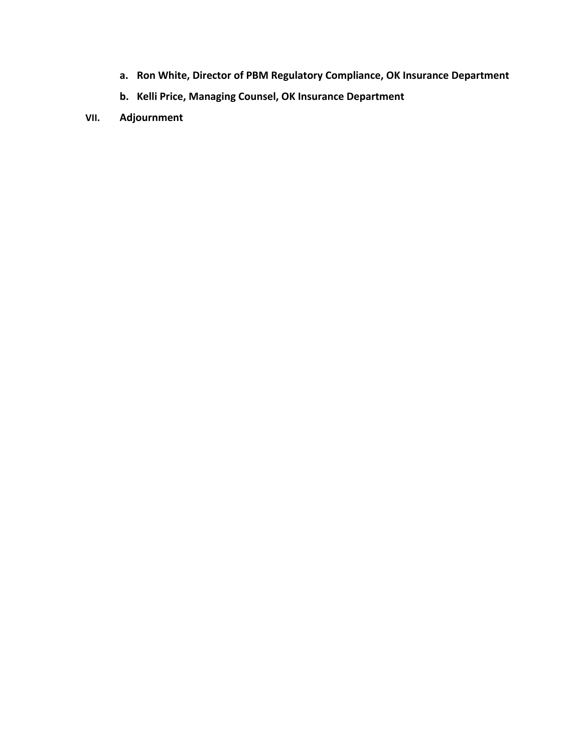a. **Ron White, Director of PBM Regulatory Compliance, OK Insurance Department**

   b. **Kelli Price, Managing Counsel, OK Insurance Department**

VII. **Adjournment**